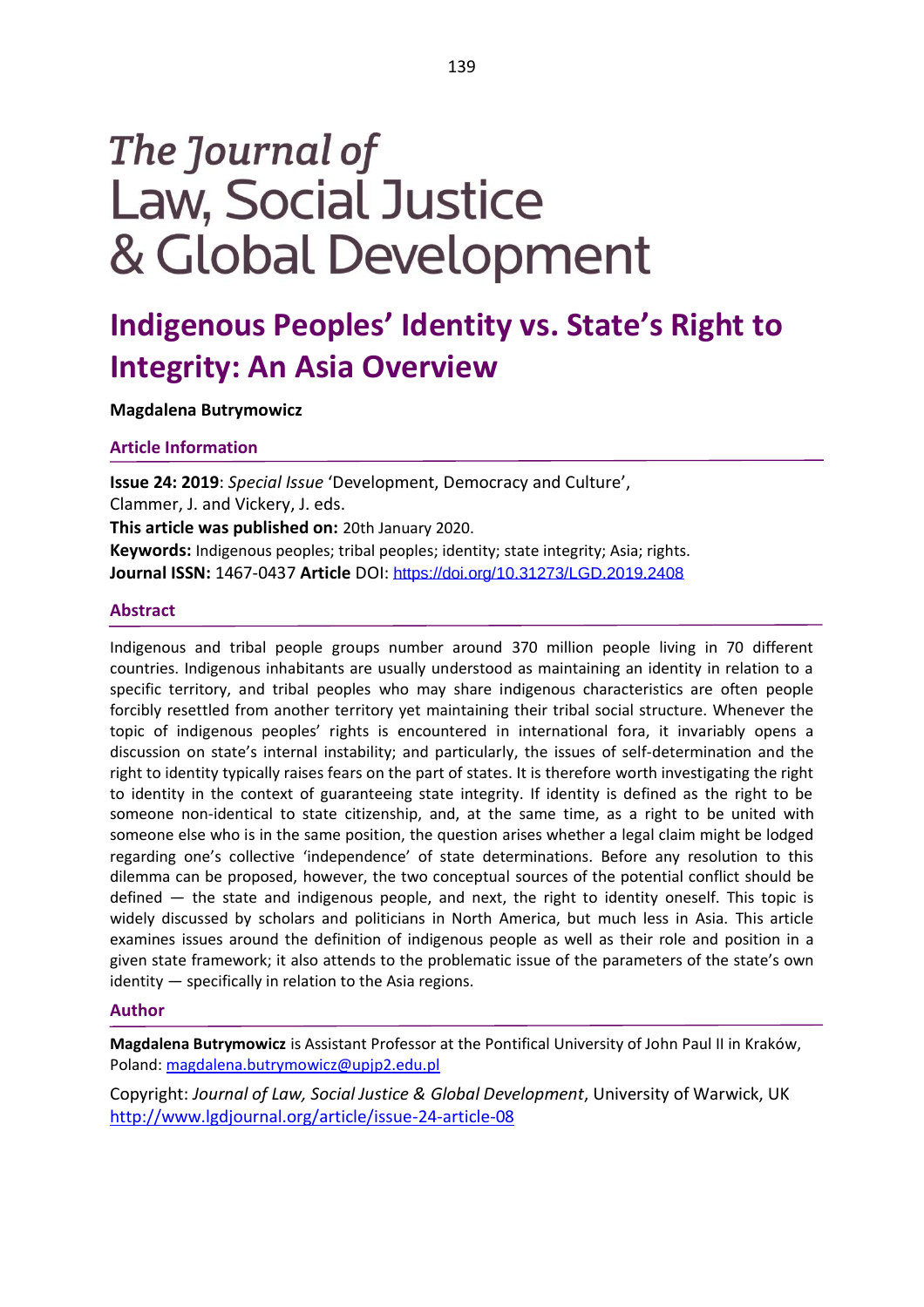# The Journal of Law, Social Justice & Global Development

## Indigenous Peoples' Identity vs. State's Right to Integrity: An Asia Overview

**Magdalena Butrymowicz**

### Article Information

**Issue 24: 2019**: *Special Issue* 'Development, Democracy and Culture', Clammer, J. and Vickery, J. eds.
**This article was published on:** 20th January 2020.
**Keywords:** Indigenous peoples; tribal peoples; identity; state integrity; Asia; rights.
**Journal ISSN:** 1467-0437 **Article** DOI: https://doi.org/10.31273/LGD.2019.2408

### Abstract

Indigenous and tribal people groups number around 370 million people living in 70 different countries. Indigenous inhabitants are usually understood as maintaining an identity in relation to a specific territory, and tribal peoples who may share indigenous characteristics are often people forcibly resettled from another territory yet maintaining their tribal social structure. Whenever the topic of indigenous peoples' rights is encountered in international fora, it invariably opens a discussion on state's internal instability; and particularly, the issues of self-determination and the right to identity typically raises fears on the part of states. It is therefore worth investigating the right to identity in the context of guaranteeing state integrity. If identity is defined as the right to be someone non-identical to state citizenship, and, at the same time, as a right to be united with someone else who is in the same position, the question arises whether a legal claim might be lodged regarding one's collective 'independence' of state determinations. Before any resolution to this dilemma can be proposed, however, the two conceptual sources of the potential conflict should be defined — the state and indigenous people, and next, the right to identity oneself. This topic is widely discussed by scholars and politicians in North America, but much less in Asia. This article examines issues around the definition of indigenous people as well as their role and position in a given state framework; it also attends to the problematic issue of the parameters of the state's own identity — specifically in relation to the Asia regions.

### Author

**Magdalena Butrymowicz** is Assistant Professor at the Pontifical University of John Paul II in Kraków, Poland: magdalena.butrymowicz@upjp2.edu.pl

Copyright: *Journal of Law, Social Justice & Global Development*, University of Warwick, UK
http://www.lgdjournal.org/article/issue-24-article-08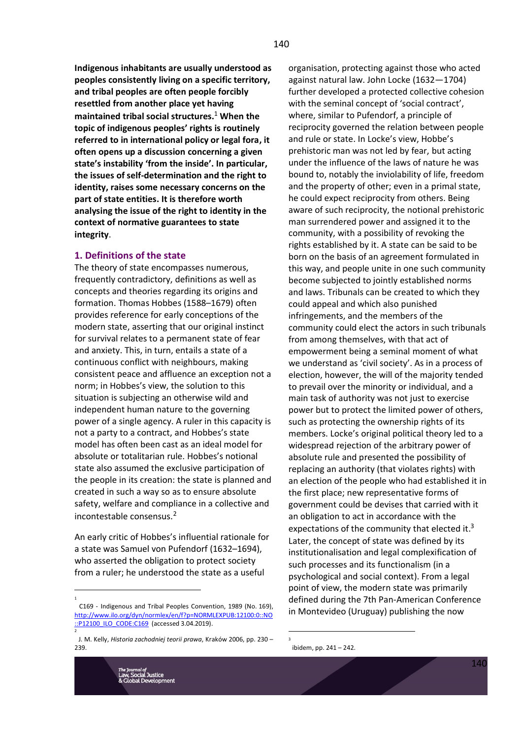**Indigenous inhabitants are usually understood as peoples consistently living on a specific territory, and tribal peoples are often people forcibly resettled from another place yet having maintained tribal social structures.[1] When the topic of indigenous peoples' rights is routinely referred to in international policy or legal fora, it often opens up a discussion concerning a given state's instability 'from the inside'. In particular, the issues of self-determination and the right to identity, raises some necessary concerns on the part of state entities. It is therefore worth analysing the issue of the right to identity in the context of normative guarantees to state integrity**.

## 1. Definitions of the state

The theory of state encompasses numerous, frequently contradictory, definitions as well as concepts and theories regarding its origins and formation. Thomas Hobbes (1588–1679) often provides reference for early conceptions of the modern state, asserting that our original instinct for survival relates to a permanent state of fear and anxiety. This, in turn, entails a state of a continuous conflict with neighbours, making consistent peace and affluence an exception not a norm; in Hobbes's view, the solution to this situation is subjecting an otherwise wild and independent human nature to the governing power of a single agency. A ruler in this capacity is not a party to a contract, and Hobbes's state model has often been cast as an ideal model for absolute or totalitarian rule. Hobbes's notional state also assumed the exclusive participation of the people in its creation: the state is planned and created in such a way so as to ensure absolute safety, welfare and compliance in a collective and incontestable consensus.[2]

An early critic of Hobbes's influential rationale for a state was Samuel von Pufendorf (1632–1694), who asserted the obligation to protect society from a ruler; he understood the state as a useful organisation, protecting against those who acted against natural law. John Locke (1632—1704) further developed a protected collective cohesion with the seminal concept of 'social contract', where, similar to Pufendorf, a principle of reciprocity governed the relation between people and rule or state. In Locke's view, Hobbe's prehistoric man was not led by fear, but acting under the influence of the laws of nature he was bound to, notably the inviolability of life, freedom and the property of other; even in a primal state, he could expect reciprocity from others. Being aware of such reciprocity, the notional prehistoric man surrendered power and assigned it to the community, with a possibility of revoking the rights established by it. A state can be said to be born on the basis of an agreement formulated in this way, and people unite in one such community become subjected to jointly established norms and laws. Tribunals can be created to which they could appeal and which also punished infringements, and the members of the community could elect the actors in such tribunals from among themselves, with that act of empowerment being a seminal moment of what we understand as 'civil society'. As in a process of election, however, the will of the majority tended to prevail over the minority or individual, and a main task of authority was not just to exercise power but to protect the limited power of others, such as protecting the ownership rights of its members. Locke's original political theory led to a widespread rejection of the arbitrary power of absolute rule and presented the possibility of replacing an authority (that violates rights) with an election of the people who had established it in the first place; new representative forms of government could be devises that carried with it an obligation to act in accordance with the expectations of the community that elected it.[3] Later, the concept of state was defined by its institutionalisation and legal complexification of such processes and its functionalism (in a psychological and social context). From a legal point of view, the modern state was primarily defined during the 7th Pan-American Conference in Montevideo (Uruguay) publishing the now

---

[1] C169 - Indigenous and Tribal Peoples Convention, 1989 (No. 169), http://www.ilo.org/dyn/normlex/en/f?p=NORMLEXPUB:12100:0::NO::P12100_ILO_CODE:C169 (accessed 3.04.2019).

[2] J. M. Kelly, *Historia zachodniej teorii prawa*, Kraków 2006, pp. 230 – 239.

[3] ibidem, pp. 241 – 242.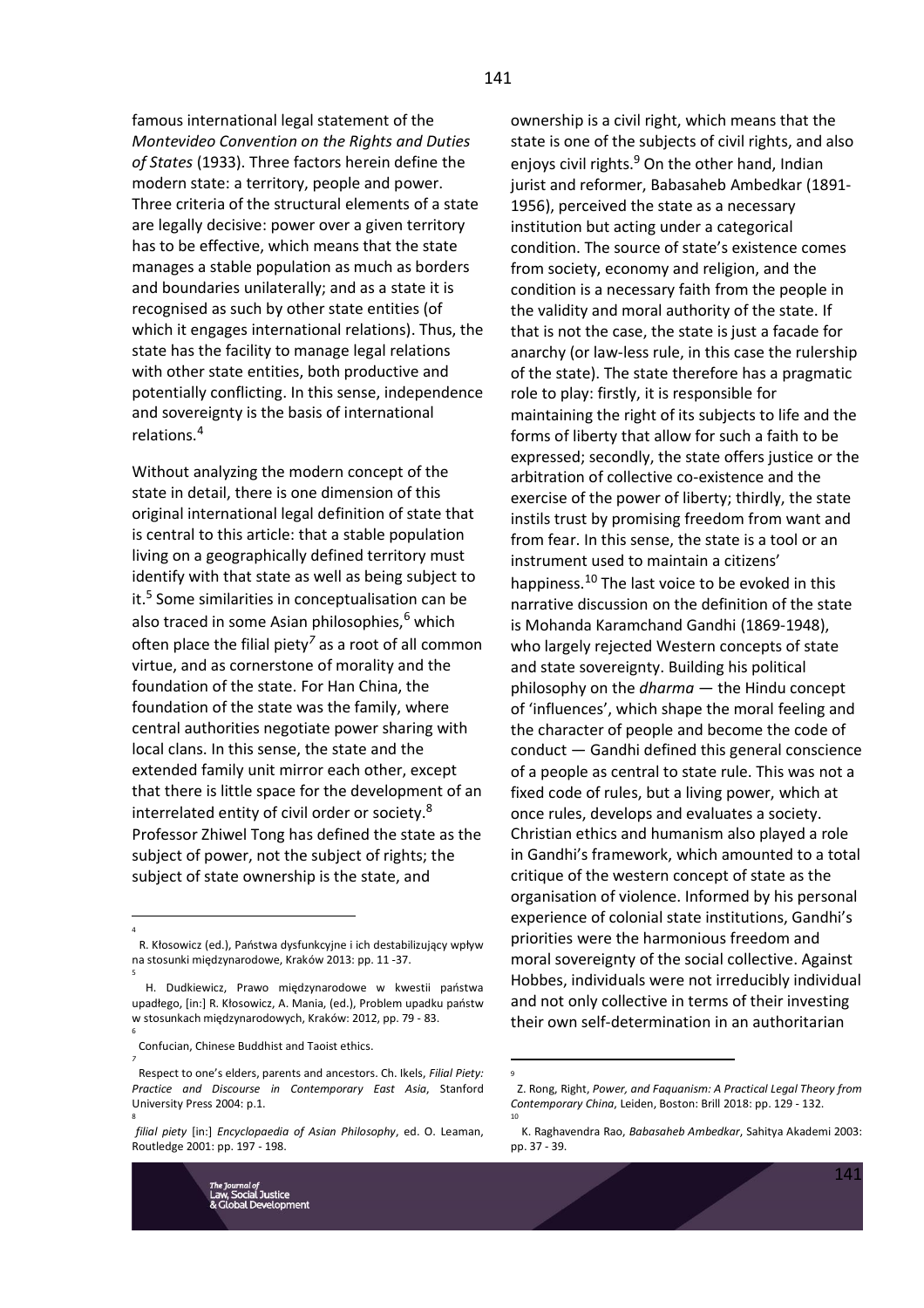famous international legal statement of the *Montevideo Convention on the Rights and Duties of States* (1933). Three factors herein define the modern state: a territory, people and power. Three criteria of the structural elements of a state are legally decisive: power over a given territory has to be effective, which means that the state manages a stable population as much as borders and boundaries unilaterally; and as a state it is recognised as such by other state entities (of which it engages international relations). Thus, the state has the facility to manage legal relations with other state entities, both productive and potentially conflicting. In this sense, independence and sovereignty is the basis of international relations.[4]

Without analyzing the modern concept of the state in detail, there is one dimension of this original international legal definition of state that is central to this article: that a stable population living on a geographically defined territory must identify with that state as well as being subject to it.[5] Some similarities in conceptualisation can be also traced in some Asian philosophies,[6] which often place the filial piety[7] as a root of all common virtue, and as cornerstone of morality and the foundation of the state. For Han China, the foundation of the state was the family, where central authorities negotiate power sharing with local clans. In this sense, the state and the extended family unit mirror each other, except that there is little space for the development of an interrelated entity of civil order or society.[8] Professor Zhiwel Tong has defined the state as the subject of power, not the subject of rights; the subject of state ownership is the state, and ownership is a civil right, which means that the state is one of the subjects of civil rights, and also enjoys civil rights.[9] On the other hand, Indian jurist and reformer, Babasaheb Ambedkar (1891-1956), perceived the state as a necessary institution but acting under a categorical condition. The source of state's existence comes from society, economy and religion, and the condition is a necessary faith from the people in the validity and moral authority of the state. If that is not the case, the state is just a facade for anarchy (or law-less rule, in this case the rulership of the state). The state therefore has a pragmatic role to play: firstly, it is responsible for maintaining the right of its subjects to life and the forms of liberty that allow for such a faith to be expressed; secondly, the state offers justice or the arbitration of collective co-existence and the exercise of the power of liberty; thirdly, the state instils trust by promising freedom from want and from fear. In this sense, the state is a tool or an instrument used to maintain a citizens' happiness.[10] The last voice to be evoked in this narrative discussion on the definition of the state is Mohanda Karamchand Gandhi (1869-1948), who largely rejected Western concepts of state and state sovereignty. Building his political philosophy on the *dharma* — the Hindu concept of 'influences', which shape the moral feeling and the character of people and become the code of conduct — Gandhi defined this general conscience of a people as central to state rule. This was not a fixed code of rules, but a living power, which at once rules, develops and evaluates a society. Christian ethics and humanism also played a role in Gandhi's framework, which amounted to a total critique of the western concept of state as the organisation of violence. Informed by his personal experience of colonial state institutions, Gandhi's priorities were the harmonious freedom and moral sovereignty of the social collective. Against Hobbes, individuals were not irreducibly individual and not only collective in terms of their investing their own self-determination in an authoritarian

---

[4] R. Kłosowicz (ed.), Państwa dysfunkcyjne i ich destabilizujący wpływ na stosunki międzynarodowe, Kraków 2013: pp. 11 -37.

[5] H. Dudkiewicz, Prawo międzynarodowe w kwestii państwa upadłego, [in:] R. Kłosowicz, A. Mania, (ed.), Problem upadku państw w stosunkach międzynarodowych, Kraków: 2012, pp. 79 - 83.

[6] Confucian, Chinese Buddhist and Taoist ethics.

[7] Respect to one's elders, parents and ancestors. Ch. Ikels, *Filial Piety: Practice and Discourse in Contemporary East Asia*, Stanford University Press 2004: p.1.

[8] *filial piety* [in:] *Encyclopaedia of Asian Philosophy*, ed. O. Leaman, Routledge 2001: pp. 197 - 198.

[9] Z. Rong, Right, *Power, and Faquanism: A Practical Legal Theory from Contemporary China*, Leiden, Boston: Brill 2018: pp. 129 - 132.

[10] K. Raghavendra Rao, *Babasaheb Ambedkar*, Sahitya Akademi 2003: pp. 37 - 39.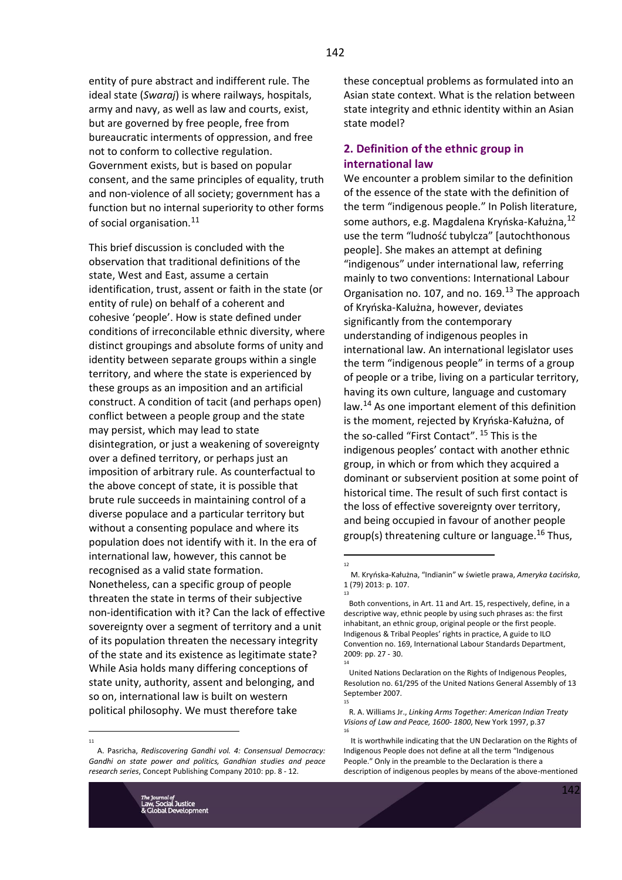entity of pure abstract and indifferent rule. The ideal state (*Swaraj*) is where railways, hospitals, army and navy, as well as law and courts, exist, but are governed by free people, free from bureaucratic interments of oppression, and free not to conform to collective regulation. Government exists, but is based on popular consent, and the same principles of equality, truth and non-violence of all society; government has a function but no internal superiority to other forms of social organisation.[11]

This brief discussion is concluded with the observation that traditional definitions of the state, West and East, assume a certain identification, trust, assent or faith in the state (or entity of rule) on behalf of a coherent and cohesive 'people'. How is state defined under conditions of irreconcilable ethnic diversity, where distinct groupings and absolute forms of unity and identity between separate groups within a single territory, and where the state is experienced by these groups as an imposition and an artificial construct. A condition of tacit (and perhaps open) conflict between a people group and the state may persist, which may lead to state disintegration, or just a weakening of sovereignty over a defined territory, or perhaps just an imposition of arbitrary rule. As counterfactual to the above concept of state, it is possible that brute rule succeeds in maintaining control of a diverse populace and a particular territory but without a consenting populace and where its population does not identify with it. In the era of international law, however, this cannot be recognised as a valid state formation. Nonetheless, can a specific group of people threaten the state in terms of their subjective non-identification with it? Can the lack of effective sovereignty over a segment of territory and a unit of its population threaten the necessary integrity of the state and its existence as legitimate state? While Asia holds many differing conceptions of state unity, authority, assent and belonging, and so on, international law is built on western political philosophy. We must therefore take these conceptual problems as formulated into an Asian state context. What is the relation between state integrity and ethnic identity within an Asian state model?

## 2. Definition of the ethnic group in international law

We encounter a problem similar to the definition of the essence of the state with the definition of the term "indigenous people." In Polish literature, some authors, e.g. Magdalena Kryńska-Kałużna,[12] use the term "ludność tubylcza" [autochthonous people]. She makes an attempt at defining "indigenous" under international law, referring mainly to two conventions: International Labour Organisation no. 107, and no. 169.[13] The approach of Kryńska-Kalużna, however, deviates significantly from the contemporary understanding of indigenous peoples in international law. An international legislator uses the term "indigenous people" in terms of a group of people or a tribe, living on a particular territory, having its own culture, language and customary law.[14] As one important element of this definition is the moment, rejected by Kryńska-Kałużna, of the so-called "First Contact".[15] This is the indigenous peoples' contact with another ethnic group, in which or from which they acquired a dominant or subservient position at some point of historical time. The result of such first contact is the loss of effective sovereignty over territory, and being occupied in favour of another people group(s) threatening culture or language.[16] Thus,

---

[11] A. Pasricha, *Rediscovering Gandhi vol. 4: Consensual Democracy: Gandhi on state power and politics, Gandhian studies and peace research series*, Concept Publishing Company 2010: pp. 8 - 12.

[12] M. Kryńska-Kałużna, "Indianin" w świetle prawa, *Ameryka Łacińska*, 1 (79) 2013: p. 107.

[13] Both conventions, in Art. 11 and Art. 15, respectively, define, in a descriptive way, ethnic people by using such phrases as: the first inhabitant, an ethnic group, original people or the first people. Indigenous & Tribal Peoples' rights in practice, A guide to ILO Convention no. 169, International Labour Standards Department, 2009: pp. 27 - 30.

[14] United Nations Declaration on the Rights of Indigenous Peoples, Resolution no. 61/295 of the United Nations General Assembly of 13 September 2007.

[15] R. A. Williams Jr., *Linking Arms Together: American Indian Treaty Visions of Law and Peace, 1600- 1800*, New York 1997, p.37

[16] It is worthwhile indicating that the UN Declaration on the Rights of Indigenous People does not define at all the term "Indigenous People." Only in the preamble to the Declaration is there a description of indigenous peoples by means of the above-mentioned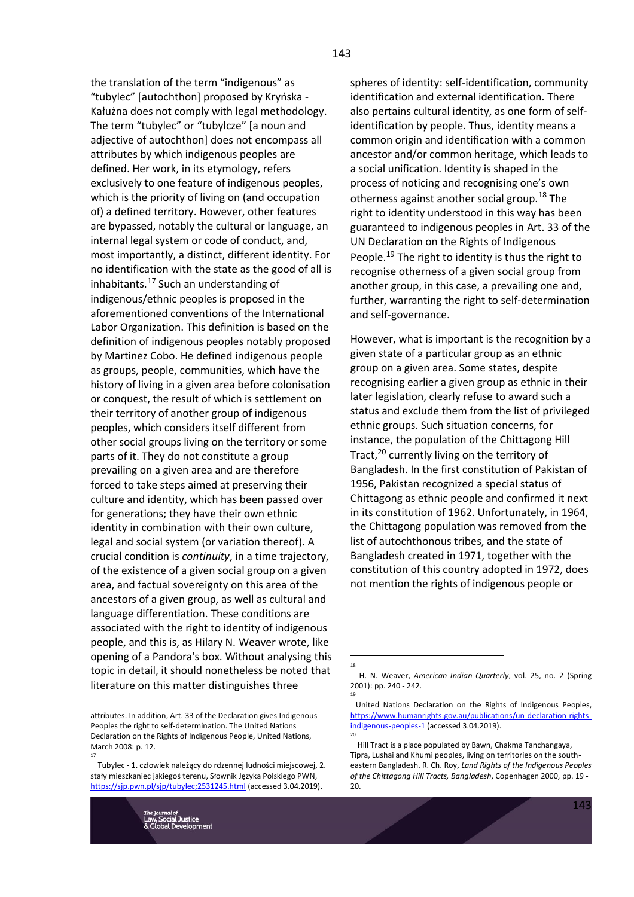the translation of the term "indigenous" as "tubylec" [autochthon] proposed by Kryńska - Kałużna does not comply with legal methodology. The term "tubylec" or "tubylcze" [a noun and adjective of autochthon] does not encompass all attributes by which indigenous peoples are defined. Her work, in its etymology, refers exclusively to one feature of indigenous peoples, which is the priority of living on (and occupation of) a defined territory. However, other features are bypassed, notably the cultural or language, an internal legal system or code of conduct, and, most importantly, a distinct, different identity. For no identification with the state as the good of all is inhabitants.[17] Such an understanding of indigenous/ethnic peoples is proposed in the aforementioned conventions of the International Labor Organization. This definition is based on the definition of indigenous peoples notably proposed by Martinez Cobo. He defined indigenous people as groups, people, communities, which have the history of living in a given area before colonisation or conquest, the result of which is settlement on their territory of another group of indigenous peoples, which considers itself different from other social groups living on the territory or some parts of it. They do not constitute a group prevailing on a given area and are therefore forced to take steps aimed at preserving their culture and identity, which has been passed over for generations; they have their own ethnic identity in combination with their own culture, legal and social system (or variation thereof). A crucial condition is *continuity*, in a time trajectory, of the existence of a given social group on a given area, and factual sovereignty on this area of the ancestors of a given group, as well as cultural and language differentiation. These conditions are associated with the right to identity of indigenous people, and this is, as Hilary N. Weaver wrote, like opening of a Pandora's box. Without analysing this topic in detail, it should nonetheless be noted that literature on this matter distinguishes three spheres of identity: self-identification, community identification and external identification. There also pertains cultural identity, as one form of self-identification by people. Thus, identity means a common origin and identification with a common ancestor and/or common heritage, which leads to a social unification. Identity is shaped in the process of noticing and recognising one's own otherness against another social group.[18] The right to identity understood in this way has been guaranteed to indigenous peoples in Art. 33 of the UN Declaration on the Rights of Indigenous People.[19] The right to identity is thus the right to recognise otherness of a given social group from another group, in this case, a prevailing one and, further, warranting the right to self-determination and self-governance.

However, what is important is the recognition by a given state of a particular group as an ethnic group on a given area. Some states, despite recognising earlier a given group as ethnic in their later legislation, clearly refuse to award such a status and exclude them from the list of privileged ethnic groups. Such situation concerns, for instance, the population of the Chittagong Hill Tract,[20] currently living on the territory of Bangladesh. In the first constitution of Pakistan of 1956, Pakistan recognized a special status of Chittagong as ethnic people and confirmed it next in its constitution of 1962. Unfortunately, in 1964, the Chittagong population was removed from the list of autochthonous tribes, and the state of Bangladesh created in 1971, together with the constitution of this country adopted in 1972, does not mention the rights of indigenous people or

---

attributes. In addition, Art. 33 of the Declaration gives Indigenous Peoples the right to self-determination. The United Nations Declaration on the Rights of Indigenous People, United Nations, March 2008: p. 12.

[17] Tubylec - 1. człowiek należący do rdzennej ludności miejscowej, 2. stały mieszkaniec jakiegoś terenu, Słownik Języka Polskiego PWN, https://sjp.pwn.pl/sjp/tubylec;2531245.html (accessed 3.04.2019).

[18] H. N. Weaver, *American Indian Quarterly*, vol. 25, no. 2 (Spring 2001): pp. 240 - 242.

[19] United Nations Declaration on the Rights of Indigenous Peoples, https://www.humanrights.gov.au/publications/un-declaration-rights-indigenous-peoples-1 (accessed 3.04.2019).

[20] Hill Tract is a place populated by Bawn, Chakma Tanchangaya, Tipra, Lushai and Khumi peoples, living on territories on the south-eastern Bangladesh. R. Ch. Roy, *Land Rights of the Indigenous Peoples of the Chittagong Hill Tracts, Bangladesh*, Copenhagen 2000, pp. 19 - 20.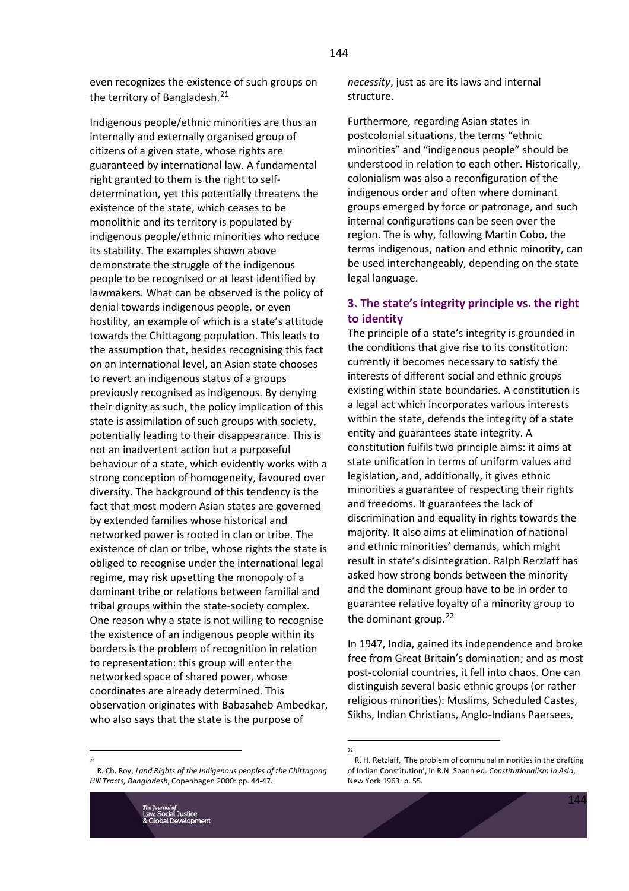even recognizes the existence of such groups on the territory of Bangladesh.[21]

Indigenous people/ethnic minorities are thus an internally and externally organised group of citizens of a given state, whose rights are guaranteed by international law. A fundamental right granted to them is the right to self-determination, yet this potentially threatens the existence of the state, which ceases to be monolithic and its territory is populated by indigenous people/ethnic minorities who reduce its stability. The examples shown above demonstrate the struggle of the indigenous people to be recognised or at least identified by lawmakers. What can be observed is the policy of denial towards indigenous people, or even hostility, an example of which is a state's attitude towards the Chittagong population. This leads to the assumption that, besides recognising this fact on an international level, an Asian state chooses to revert an indigenous status of a groups previously recognised as indigenous. By denying their dignity as such, the policy implication of this state is assimilation of such groups with society, potentially leading to their disappearance. This is not an inadvertent action but a purposeful behaviour of a state, which evidently works with a strong conception of homogeneity, favoured over diversity. The background of this tendency is the fact that most modern Asian states are governed by extended families whose historical and networked power is rooted in clan or tribe. The existence of clan or tribe, whose rights the state is obliged to recognise under the international legal regime, may risk upsetting the monopoly of a dominant tribe or relations between familial and tribal groups within the state-society complex. One reason why a state is not willing to recognise the existence of an indigenous people within its borders is the problem of recognition in relation to representation: this group will enter the networked space of shared power, whose coordinates are already determined. This observation originates with Babasaheb Ambedkar, who also says that the state is the purpose of *necessity*, just as are its laws and internal structure.

Furthermore, regarding Asian states in postcolonial situations, the terms "ethnic minorities" and "indigenous people" should be understood in relation to each other. Historically, colonialism was also a reconfiguration of the indigenous order and often where dominant groups emerged by force or patronage, and such internal configurations can be seen over the region. The is why, following Martin Cobo, the terms indigenous, nation and ethnic minority, can be used interchangeably, depending on the state legal language.

## 3. The state's integrity principle vs. the right to identity

The principle of a state's integrity is grounded in the conditions that give rise to its constitution: currently it becomes necessary to satisfy the interests of different social and ethnic groups existing within state boundaries. A constitution is a legal act which incorporates various interests within the state, defends the integrity of a state entity and guarantees state integrity. A constitution fulfils two principle aims: it aims at state unification in terms of uniform values and legislation, and, additionally, it gives ethnic minorities a guarantee of respecting their rights and freedoms. It guarantees the lack of discrimination and equality in rights towards the majority. It also aims at elimination of national and ethnic minorities' demands, which might result in state's disintegration. Ralph Rerzlaff has asked how strong bonds between the minority and the dominant group have to be in order to guarantee relative loyalty of a minority group to the dominant group.[22]

In 1947, India, gained its independence and broke free from Great Britain's domination; and as most post-colonial countries, it fell into chaos. One can distinguish several basic ethnic groups (or rather religious minorities): Muslims, Scheduled Castes, Sikhs, Indian Christians, Anglo-Indians Paersees,

---

[21] R. Ch. Roy, *Land Rights of the Indigenous peoples of the Chittagong Hill Tracts, Bangladesh*, Copenhagen 2000: pp. 44-47.

[22] R. H. Retzlaff, 'The problem of communal minorities in the drafting of Indian Constitution', in R.N. Soann ed. *Constitutionalism in Asia*, New York 1963: p. 55.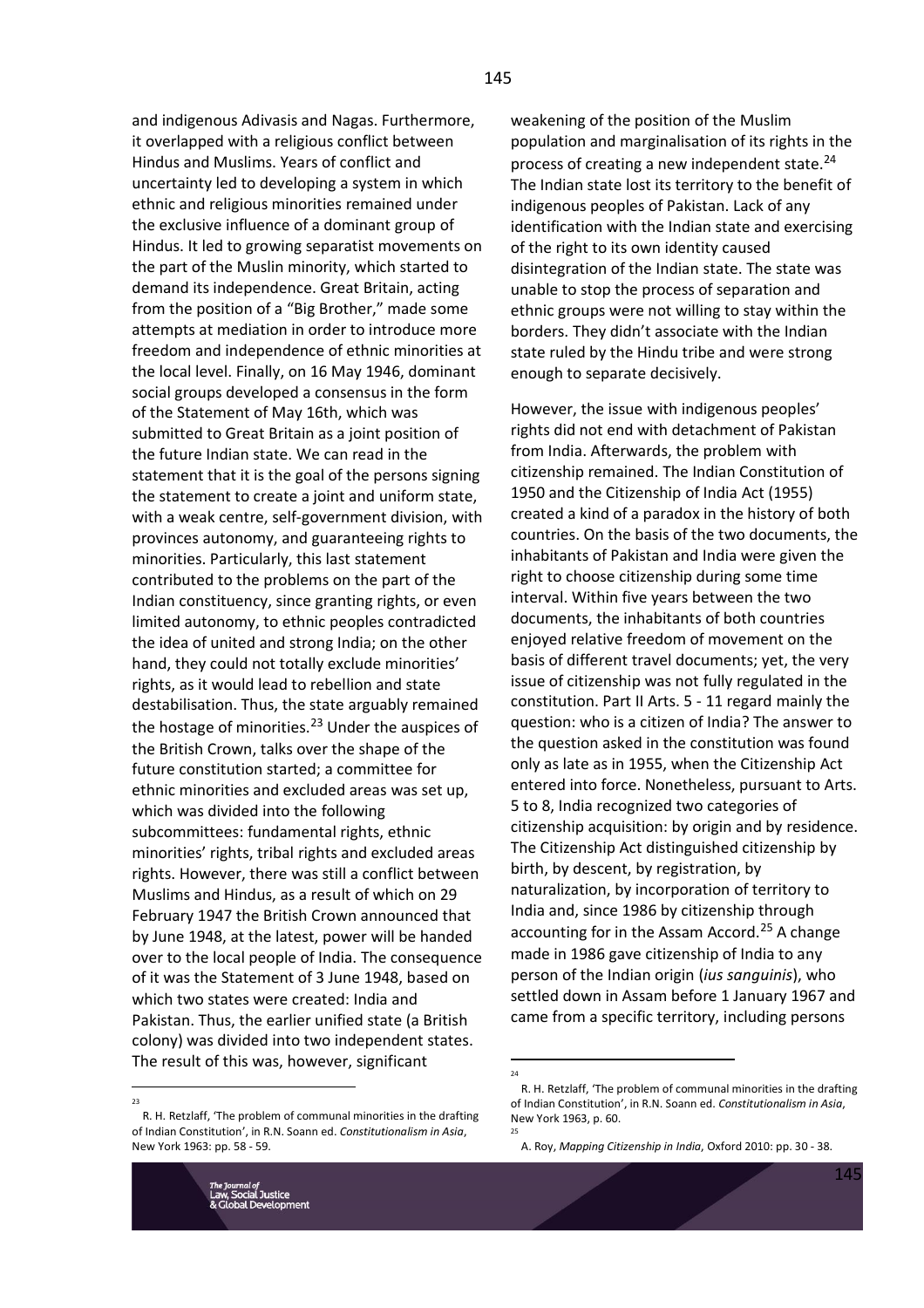and indigenous Adivasis and Nagas. Furthermore, it overlapped with a religious conflict between Hindus and Muslims. Years of conflict and uncertainty led to developing a system in which ethnic and religious minorities remained under the exclusive influence of a dominant group of Hindus. It led to growing separatist movements on the part of the Muslin minority, which started to demand its independence. Great Britain, acting from the position of a "Big Brother," made some attempts at mediation in order to introduce more freedom and independence of ethnic minorities at the local level. Finally, on 16 May 1946, dominant social groups developed a consensus in the form of the Statement of May 16th, which was submitted to Great Britain as a joint position of the future Indian state. We can read in the statement that it is the goal of the persons signing the statement to create a joint and uniform state, with a weak centre, self-government division, with provinces autonomy, and guaranteeing rights to minorities. Particularly, this last statement contributed to the problems on the part of the Indian constituency, since granting rights, or even limited autonomy, to ethnic peoples contradicted the idea of united and strong India; on the other hand, they could not totally exclude minorities' rights, as it would lead to rebellion and state destabilisation. Thus, the state arguably remained the hostage of minorities.[23] Under the auspices of the British Crown, talks over the shape of the future constitution started; a committee for ethnic minorities and excluded areas was set up, which was divided into the following subcommittees: fundamental rights, ethnic minorities' rights, tribal rights and excluded areas rights. However, there was still a conflict between Muslims and Hindus, as a result of which on 29 February 1947 the British Crown announced that by June 1948, at the latest, power will be handed over to the local people of India. The consequence of it was the Statement of 3 June 1948, based on which two states were created: India and Pakistan. Thus, the earlier unified state (a British colony) was divided into two independent states. The result of this was, however, significant weakening of the position of the Muslim population and marginalisation of its rights in the process of creating a new independent state.[24] The Indian state lost its territory to the benefit of indigenous peoples of Pakistan. Lack of any identification with the Indian state and exercising of the right to its own identity caused disintegration of the Indian state. The state was unable to stop the process of separation and ethnic groups were not willing to stay within the borders. They didn't associate with the Indian state ruled by the Hindu tribe and were strong enough to separate decisively.

However, the issue with indigenous peoples' rights did not end with detachment of Pakistan from India. Afterwards, the problem with citizenship remained. The Indian Constitution of 1950 and the Citizenship of India Act (1955) created a kind of a paradox in the history of both countries. On the basis of the two documents, the inhabitants of Pakistan and India were given the right to choose citizenship during some time interval. Within five years between the two documents, the inhabitants of both countries enjoyed relative freedom of movement on the basis of different travel documents; yet, the very issue of citizenship was not fully regulated in the constitution. Part II Arts. 5 - 11 regard mainly the question: who is a citizen of India? The answer to the question asked in the constitution was found only as late as in 1955, when the Citizenship Act entered into force. Nonetheless, pursuant to Arts. 5 to 8, India recognized two categories of citizenship acquisition: by origin and by residence. The Citizenship Act distinguished citizenship by birth, by descent, by registration, by naturalization, by incorporation of territory to India and, since 1986 by citizenship through accounting for in the Assam Accord.[25] A change made in 1986 gave citizenship of India to any person of the Indian origin (*ius sanguinis*), who settled down in Assam before 1 January 1967 and came from a specific territory, including persons

---

[23] R. H. Retzlaff, 'The problem of communal minorities in the drafting of Indian Constitution', in R.N. Soann ed. *Constitutionalism in Asia*, New York 1963: pp. 58 - 59.

[24] R. H. Retzlaff, 'The problem of communal minorities in the drafting of Indian Constitution', in R.N. Soann ed. *Constitutionalism in Asia*, New York 1963, p. 60.

[25] A. Roy, *Mapping Citizenship in India*, Oxford 2010: pp. 30 - 38.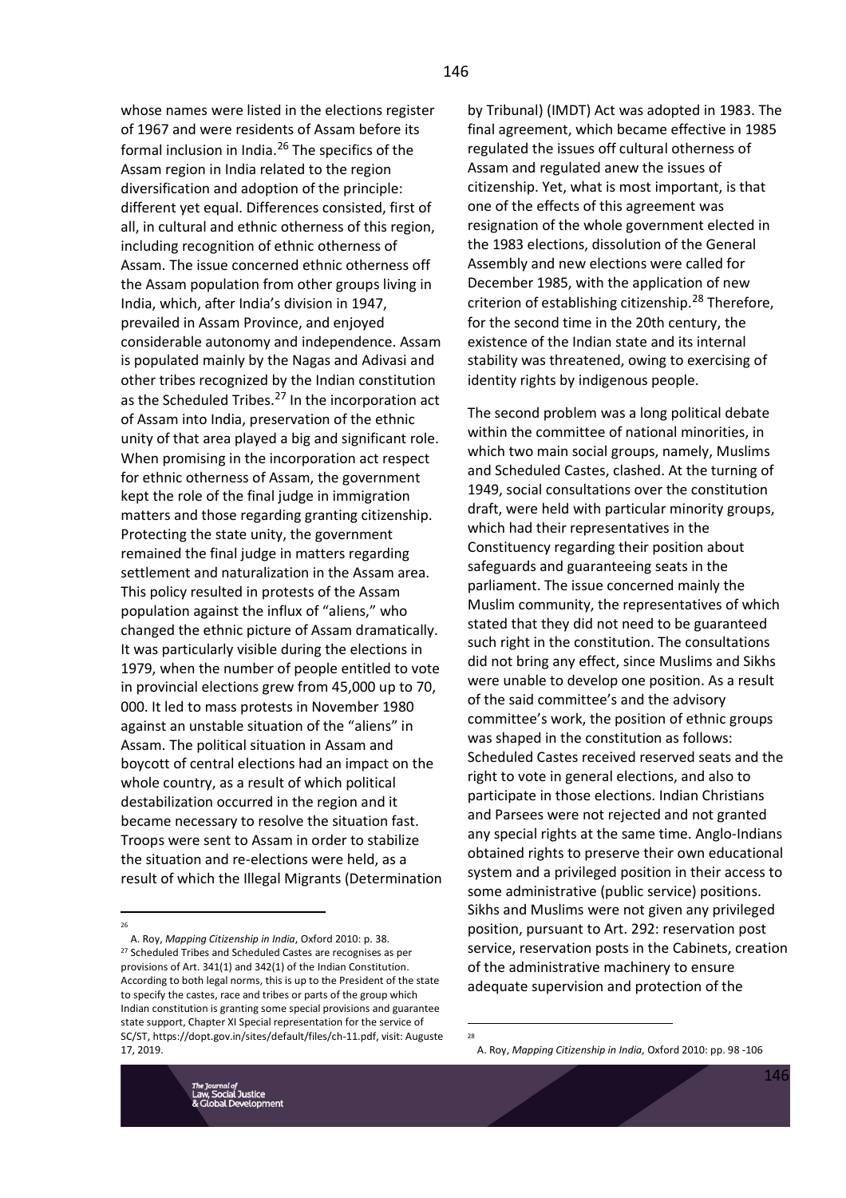whose names were listed in the elections register of 1967 and were residents of Assam before its formal inclusion in India.[26] The specifics of the Assam region in India related to the region diversification and adoption of the principle: different yet equal. Differences consisted, first of all, in cultural and ethnic otherness of this region, including recognition of ethnic otherness of Assam. The issue concerned ethnic otherness off the Assam population from other groups living in India, which, after India's division in 1947, prevailed in Assam Province, and enjoyed considerable autonomy and independence. Assam is populated mainly by the Nagas and Adivasi and other tribes recognized by the Indian constitution as the Scheduled Tribes.[27] In the incorporation act of Assam into India, preservation of the ethnic unity of that area played a big and significant role. When promising in the incorporation act respect for ethnic otherness of Assam, the government kept the role of the final judge in immigration matters and those regarding granting citizenship. Protecting the state unity, the government remained the final judge in matters regarding settlement and naturalization in the Assam area. This policy resulted in protests of the Assam population against the influx of "aliens," who changed the ethnic picture of Assam dramatically. It was particularly visible during the elections in 1979, when the number of people entitled to vote in provincial elections grew from 45,000 up to 70, 000. It led to mass protests in November 1980 against an unstable situation of the "aliens" in Assam. The political situation in Assam and boycott of central elections had an impact on the whole country, as a result of which political destabilization occurred in the region and it became necessary to resolve the situation fast. Troops were sent to Assam in order to stabilize the situation and re-elections were held, as a result of which the Illegal Migrants (Determination by Tribunal) (IMDT) Act was adopted in 1983. The final agreement, which became effective in 1985 regulated the issues off cultural otherness of Assam and regulated anew the issues of citizenship. Yet, what is most important, is that one of the effects of this agreement was resignation of the whole government elected in the 1983 elections, dissolution of the General Assembly and new elections were called for December 1985, with the application of new criterion of establishing citizenship.[28] Therefore, for the second time in the 20th century, the existence of the Indian state and its internal stability was threatened, owing to exercising of identity rights by indigenous people.

The second problem was a long political debate within the committee of national minorities, in which two main social groups, namely, Muslims and Scheduled Castes, clashed. At the turning of 1949, social consultations over the constitution draft, were held with particular minority groups, which had their representatives in the Constituency regarding their position about safeguards and guaranteeing seats in the parliament. The issue concerned mainly the Muslim community, the representatives of which stated that they did not need to be guaranteed such right in the constitution. The consultations did not bring any effect, since Muslims and Sikhs were unable to develop one position. As a result of the said committee's and the advisory committee's work, the position of ethnic groups was shaped in the constitution as follows: Scheduled Castes received reserved seats and the right to vote in general elections, and also to participate in those elections. Indian Christians and Parsees were not rejected and not granted any special rights at the same time. Anglo-Indians obtained rights to preserve their own educational system and a privileged position in their access to some administrative (public service) positions. Sikhs and Muslims were not given any privileged position, pursuant to Art. 292: reservation post service, reservation posts in the Cabinets, creation of the administrative machinery to ensure adequate supervision and protection of the

---

[26] A. Roy, *Mapping Citizenship in India*, Oxford 2010: p. 38.

[27] Scheduled Tribes and Scheduled Castes are recognises as per provisions of Art. 341(1) and 342(1) of the Indian Constitution. According to both legal norms, this is up to the President of the state to specify the castes, race and tribes or parts of the group which Indian constitution is granting some special provisions and guarantee state support, Chapter XI Special representation for the service of SC/ST, https://dopt.gov.in/sites/default/files/ch-11.pdf, visit: Auguste 17, 2019.

[28] A. Roy, *Mapping Citizenship in India*, Oxford 2010: pp. 98 -106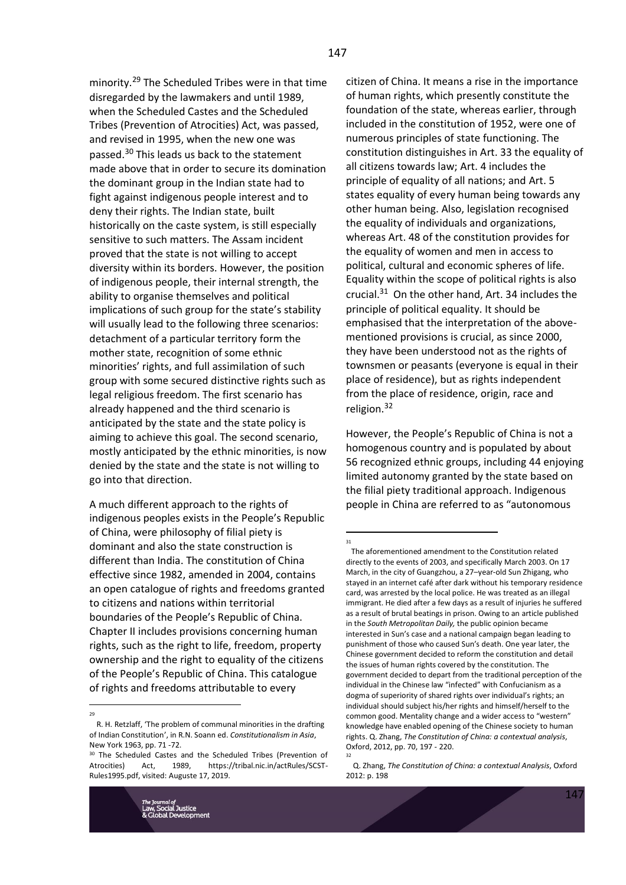minority.[29] The Scheduled Tribes were in that time disregarded by the lawmakers and until 1989, when the Scheduled Castes and the Scheduled Tribes (Prevention of Atrocities) Act, was passed, and revised in 1995, when the new one was passed.[30] This leads us back to the statement made above that in order to secure its domination the dominant group in the Indian state had to fight against indigenous people interest and to deny their rights. The Indian state, built historically on the caste system, is still especially sensitive to such matters. The Assam incident proved that the state is not willing to accept diversity within its borders. However, the position of indigenous people, their internal strength, the ability to organise themselves and political implications of such group for the state's stability will usually lead to the following three scenarios: detachment of a particular territory form the mother state, recognition of some ethnic minorities' rights, and full assimilation of such group with some secured distinctive rights such as legal religious freedom. The first scenario has already happened and the third scenario is anticipated by the state and the state policy is aiming to achieve this goal. The second scenario, mostly anticipated by the ethnic minorities, is now denied by the state and the state is not willing to go into that direction.

A much different approach to the rights of indigenous peoples exists in the People's Republic of China, were philosophy of filial piety is dominant and also the state construction is different than India. The constitution of China effective since 1982, amended in 2004, contains an open catalogue of rights and freedoms granted to citizens and nations within territorial boundaries of the People's Republic of China. Chapter II includes provisions concerning human rights, such as the right to life, freedom, property ownership and the right to equality of the citizens of the People's Republic of China. This catalogue of rights and freedoms attributable to every citizen of China. It means a rise in the importance of human rights, which presently constitute the foundation of the state, whereas earlier, through included in the constitution of 1952, were one of numerous principles of state functioning. The constitution distinguishes in Art. 33 the equality of all citizens towards law; Art. 4 includes the principle of equality of all nations; and Art. 5 states equality of every human being towards any other human being. Also, legislation recognised the equality of individuals and organizations, whereas Art. 48 of the constitution provides for the equality of women and men in access to political, cultural and economic spheres of life. Equality within the scope of political rights is also crucial.[31] On the other hand, Art. 34 includes the principle of political equality. It should be emphasised that the interpretation of the above-mentioned provisions is crucial, as since 2000, they have been understood not as the rights of townsmen or peasants (everyone is equal in their place of residence), but as rights independent from the place of residence, origin, race and religion.[32]

However, the People's Republic of China is not a homogenous country and is populated by about 56 recognized ethnic groups, including 44 enjoying limited autonomy granted by the state based on the filial piety traditional approach. Indigenous people in China are referred to as "autonomous

---

[29] R. H. Retzlaff, 'The problem of communal minorities in the drafting of Indian Constitution', in R.N. Soann ed. *Constitutionalism in Asia*, New York 1963, pp. 71 -72.

[30] The Scheduled Castes and the Scheduled Tribes (Prevention of Atrocities) Act, 1989, https://tribal.nic.in/actRules/SCST-Rules1995.pdf, visited: Auguste 17, 2019.

[31] The aforementioned amendment to the Constitution related directly to the events of 2003, and specifically March 2003. On 17 March, in the city of Guangzhou, a 27–year-old Sun Zhigang, who stayed in an internet café after dark without his temporary residence card, was arrested by the local police. He was treated as an illegal immigrant. He died after a few days as a result of injuries he suffered as a result of brutal beatings in prison. Owing to an article published in the *South Metropolitan Daily,* the public opinion became interested in Sun's case and a national campaign began leading to punishment of those who caused Sun's death. One year later, the Chinese government decided to reform the constitution and detail the issues of human rights covered by the constitution. The government decided to depart from the traditional perception of the individual in the Chinese law "infected" with Confucianism as a dogma of superiority of shared rights over individual's rights; an individual should subject his/her rights and himself/herself to the common good. Mentality change and a wider access to "western" knowledge have enabled opening of the Chinese society to human rights. Q. Zhang, *The Constitution of China: a contextual analysis*, Oxford, 2012, pp. 70, 197 - 220.

[32] Q. Zhang, *The Constitution of China: a contextual Analysis*, Oxford 2012: p. 198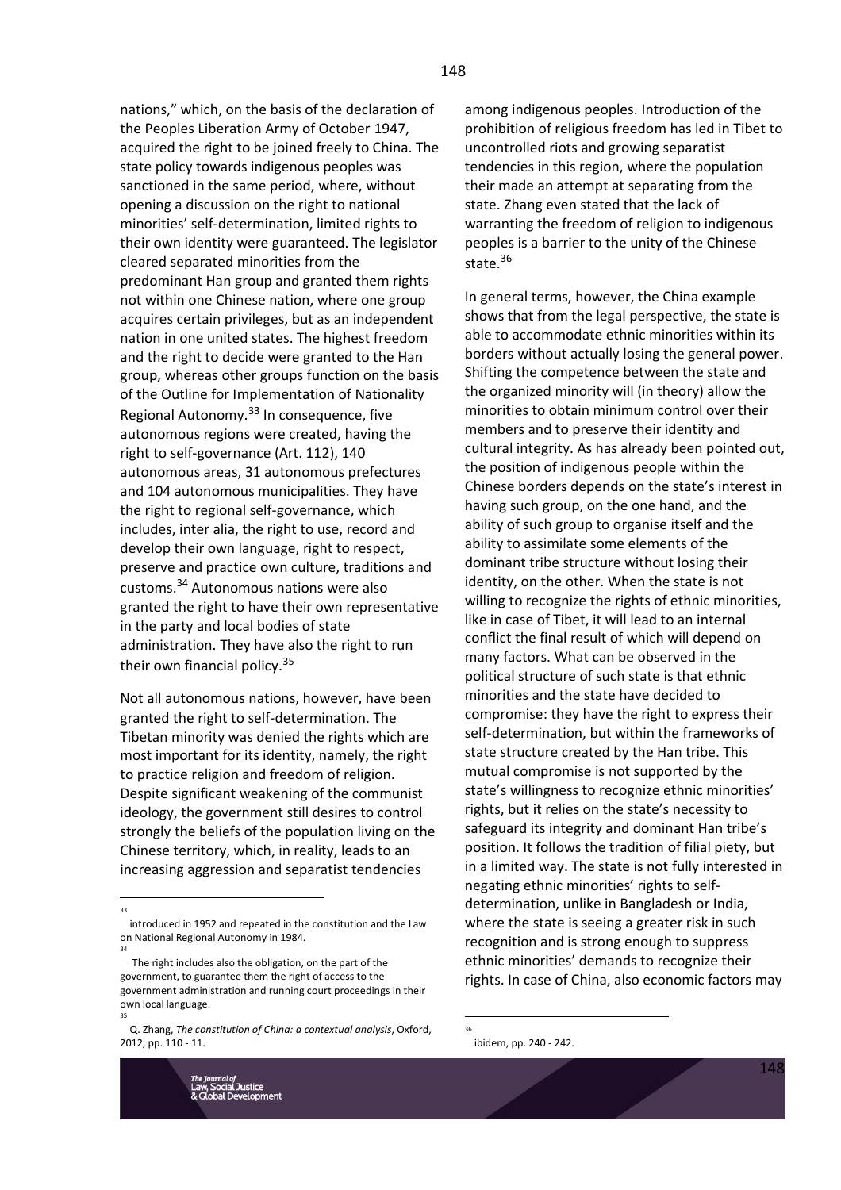nations," which, on the basis of the declaration of the Peoples Liberation Army of October 1947, acquired the right to be joined freely to China. The state policy towards indigenous peoples was sanctioned in the same period, where, without opening a discussion on the right to national minorities' self-determination, limited rights to their own identity were guaranteed. The legislator cleared separated minorities from the predominant Han group and granted them rights not within one Chinese nation, where one group acquires certain privileges, but as an independent nation in one united states. The highest freedom and the right to decide were granted to the Han group, whereas other groups function on the basis of the Outline for Implementation of Nationality Regional Autonomy.[33] In consequence, five autonomous regions were created, having the right to self-governance (Art. 112), 140 autonomous areas, 31 autonomous prefectures and 104 autonomous municipalities. They have the right to regional self-governance, which includes, inter alia, the right to use, record and develop their own language, right to respect, preserve and practice own culture, traditions and customs.[34] Autonomous nations were also granted the right to have their own representative in the party and local bodies of state administration. They have also the right to run their own financial policy.[35]

Not all autonomous nations, however, have been granted the right to self-determination. The Tibetan minority was denied the rights which are most important for its identity, namely, the right to practice religion and freedom of religion. Despite significant weakening of the communist ideology, the government still desires to control strongly the beliefs of the population living on the Chinese territory, which, in reality, leads to an increasing aggression and separatist tendencies among indigenous peoples. Introduction of the prohibition of religious freedom has led in Tibet to uncontrolled riots and growing separatist tendencies in this region, where the population their made an attempt at separating from the state. Zhang even stated that the lack of warranting the freedom of religion to indigenous peoples is a barrier to the unity of the Chinese state.[36]

In general terms, however, the China example shows that from the legal perspective, the state is able to accommodate ethnic minorities within its borders without actually losing the general power. Shifting the competence between the state and the organized minority will (in theory) allow the minorities to obtain minimum control over their members and to preserve their identity and cultural integrity. As has already been pointed out, the position of indigenous people within the Chinese borders depends on the state's interest in having such group, on the one hand, and the ability of such group to organise itself and the ability to assimilate some elements of the dominant tribe structure without losing their identity, on the other. When the state is not willing to recognize the rights of ethnic minorities, like in case of Tibet, it will lead to an internal conflict the final result of which will depend on many factors. What can be observed in the political structure of such state is that ethnic minorities and the state have decided to compromise: they have the right to express their self-determination, but within the frameworks of state structure created by the Han tribe. This mutual compromise is not supported by the state's willingness to recognize ethnic minorities' rights, but it relies on the state's necessity to safeguard its integrity and dominant Han tribe's position. It follows the tradition of filial piety, but in a limited way. The state is not fully interested in negating ethnic minorities' rights to self-determination, unlike in Bangladesh or India, where the state is seeing a greater risk in such recognition and is strong enough to suppress ethnic minorities' demands to recognize their rights. In case of China, also economic factors may

---

[33] introduced in 1952 and repeated in the constitution and the Law on National Regional Autonomy in 1984.

[34] The right includes also the obligation, on the part of the government, to guarantee them the right of access to the government administration and running court proceedings in their own local language.

[35] Q. Zhang, *The constitution of China: a contextual analysis*, Oxford, 2012, pp. 110 - 11.

[36] ibidem, pp. 240 - 242.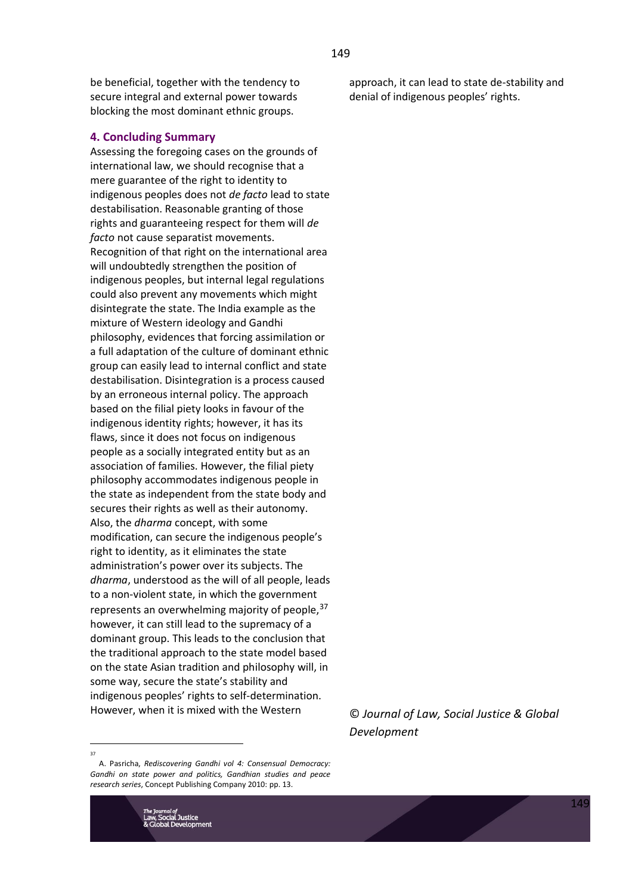be beneficial, together with the tendency to secure integral and external power towards blocking the most dominant ethnic groups.

## 4. Concluding Summary

Assessing the foregoing cases on the grounds of international law, we should recognise that a mere guarantee of the right to identity to indigenous peoples does not *de facto* lead to state destabilisation. Reasonable granting of those rights and guaranteeing respect for them will *de facto* not cause separatist movements. Recognition of that right on the international area will undoubtedly strengthen the position of indigenous peoples, but internal legal regulations could also prevent any movements which might disintegrate the state. The India example as the mixture of Western ideology and Gandhi philosophy, evidences that forcing assimilation or a full adaptation of the culture of dominant ethnic group can easily lead to internal conflict and state destabilisation. Disintegration is a process caused by an erroneous internal policy. The approach based on the filial piety looks in favour of the indigenous identity rights; however, it has its flaws, since it does not focus on indigenous people as a socially integrated entity but as an association of families. However, the filial piety philosophy accommodates indigenous people in the state as independent from the state body and secures their rights as well as their autonomy. Also, the *dharma* concept, with some modification, can secure the indigenous people's right to identity, as it eliminates the state administration's power over its subjects. The *dharma*, understood as the will of all people, leads to a non-violent state, in which the government represents an overwhelming majority of people,[37] however, it can still lead to the supremacy of a dominant group. This leads to the conclusion that the traditional approach to the state model based on the state Asian tradition and philosophy will, in some way, secure the state's stability and indigenous peoples' rights to self-determination. However, when it is mixed with the Western approach, it can lead to state de-stability and denial of indigenous peoples' rights.

*© Journal of Law, Social Justice & Global Development*

---

[37] A. Pasricha, *Rediscovering Gandhi vol 4: Consensual Democracy: Gandhi on state power and politics, Gandhian studies and peace research series*, Concept Publishing Company 2010: pp. 13.